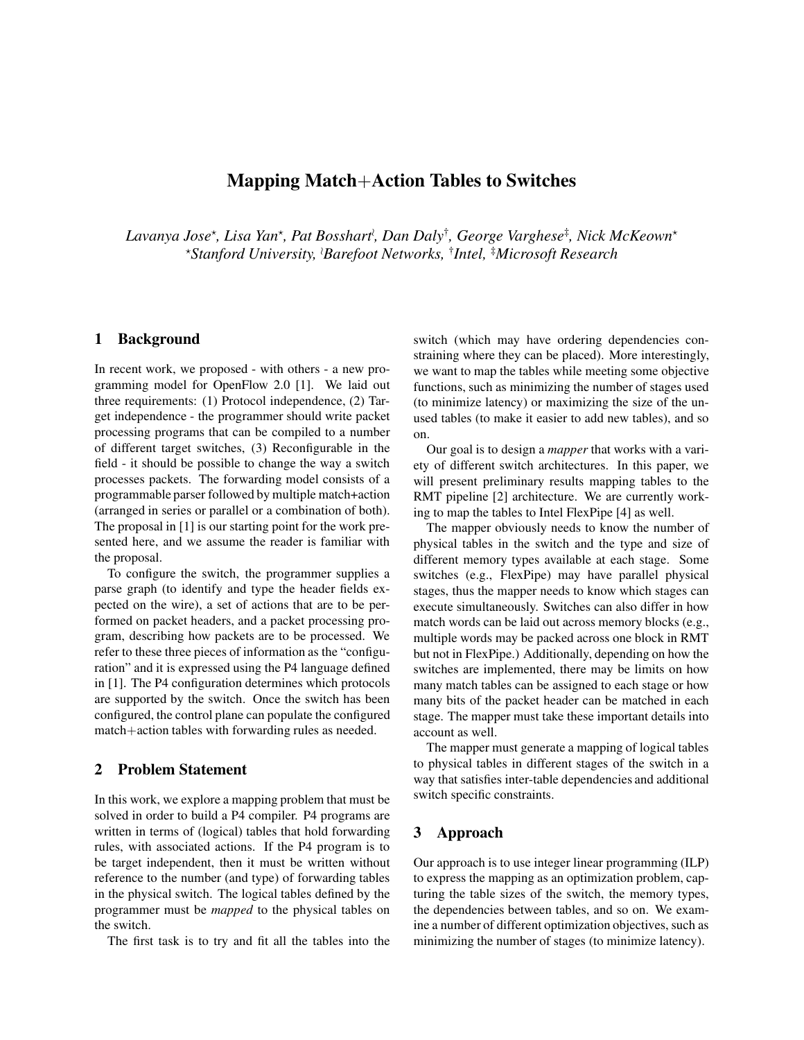# Mapping Match+Action Tables to Switches

*Lavanya Jose*[⋆]*, Lisa Yan*[⋆]*, Pat Bosshart*[≀]*, Dan Daly*[†]*, George Varghese*[‡]*, Nick McKeown*[⋆]
[⋆]*Stanford University,* [≀]*Barefoot Networks,* [†]*Intel,* [‡]*Microsoft Research*

## 1 Background

In recent work, we proposed - with others - a new programming model for OpenFlow 2.0 [1]. We laid out three requirements: (1) Protocol independence, (2) Target independence - the programmer should write packet processing programs that can be compiled to a number of different target switches, (3) Reconfigurable in the field - it should be possible to change the way a switch processes packets. The forwarding model consists of a programmable parser followed by multiple match+action (arranged in series or parallel or a combination of both). The proposal in [1] is our starting point for the work presented here, and we assume the reader is familiar with the proposal.

To configure the switch, the programmer supplies a parse graph (to identify and type the header fields expected on the wire), a set of actions that are to be performed on packet headers, and a packet processing program, describing how packets are to be processed. We refer to these three pieces of information as the "configuration" and it is expressed using the P4 language defined in [1]. The P4 configuration determines which protocols are supported by the switch. Once the switch has been configured, the control plane can populate the configured match+action tables with forwarding rules as needed.

## 2 Problem Statement

In this work, we explore a mapping problem that must be solved in order to build a P4 compiler. P4 programs are written in terms of (logical) tables that hold forwarding rules, with associated actions. If the P4 program is to be target independent, then it must be written without reference to the number (and type) of forwarding tables in the physical switch. The logical tables defined by the programmer must be *mapped* to the physical tables on the switch.

The first task is to try and fit all the tables into the switch (which may have ordering dependencies constraining where they can be placed). More interestingly, we want to map the tables while meeting some objective functions, such as minimizing the number of stages used (to minimize latency) or maximizing the size of the unused tables (to make it easier to add new tables), and so on.

Our goal is to design a *mapper* that works with a variety of different switch architectures. In this paper, we will present preliminary results mapping tables to the RMT pipeline [2] architecture. We are currently working to map the tables to Intel FlexPipe [4] as well.

The mapper obviously needs to know the number of physical tables in the switch and the type and size of different memory types available at each stage. Some switches (e.g., FlexPipe) may have parallel physical stages, thus the mapper needs to know which stages can execute simultaneously. Switches can also differ in how match words can be laid out across memory blocks (e.g., multiple words may be packed across one block in RMT but not in FlexPipe.) Additionally, depending on how the switches are implemented, there may be limits on how many match tables can be assigned to each stage or how many bits of the packet header can be matched in each stage. The mapper must take these important details into account as well.

The mapper must generate a mapping of logical tables to physical tables in different stages of the switch in a way that satisfies inter-table dependencies and additional switch specific constraints.

## 3 Approach

Our approach is to use integer linear programming (ILP) to express the mapping as an optimization problem, capturing the table sizes of the switch, the memory types, the dependencies between tables, and so on. We examine a number of different optimization objectives, such as minimizing the number of stages (to minimize latency).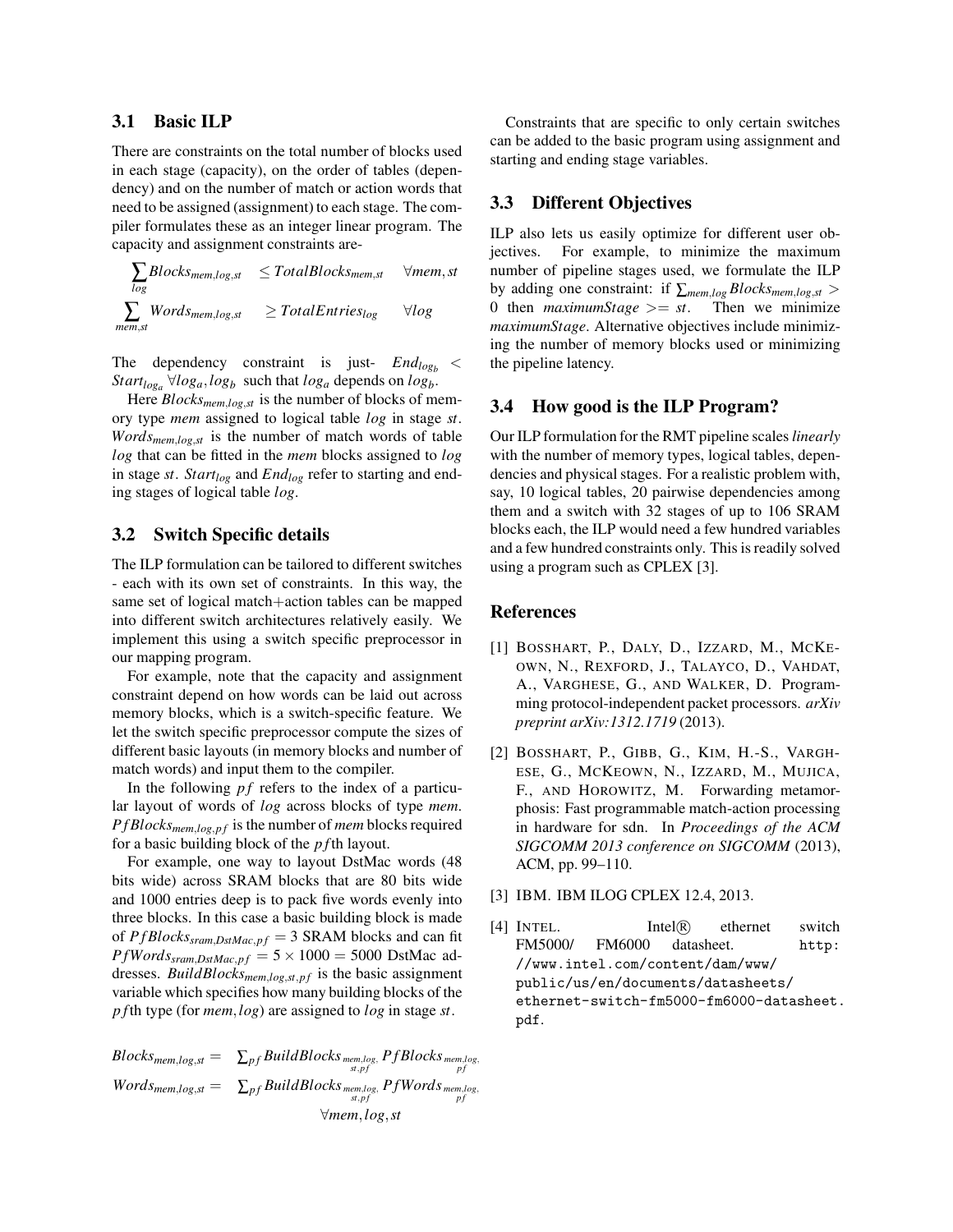### 3.1 Basic ILP

There are constraints on the total number of blocks used in each stage (capacity), on the order of tables (dependency) and on the number of match or action words that need to be assigned (assignment) to each stage. The compiler formulates these as an integer linear program. The capacity and assignment constraints are-

$$\sum_{log} Blocks_{mem,log,st} \leq TotalBlocks_{mem,st} \quad \forall mem, st$$

$$\sum_{mem,st} Words_{mem,log,st} \geq TotalEntries_{log} \quad \forall log$$

The dependency constraint is just- $End_{log_b} < Start_{log_a}$ $\forall log_a, log_b$ such that $log_a$ depends on $log_b$.

Here $Blocks_{mem,log,st}$ is the number of blocks of memory type *mem* assigned to logical table *log* in stage *st*. $Words_{mem,log,st}$ is the number of match words of table *log* that can be fitted in the *mem* blocks assigned to *log* in stage *st*. $Start_{log}$ and $End_{log}$ refer to starting and ending stages of logical table *log*.

### 3.2 Switch Specific details

The ILP formulation can be tailored to different switches - each with its own set of constraints. In this way, the same set of logical match+action tables can be mapped into different switch architectures relatively easily. We implement this using a switch specific preprocessor in our mapping program.

For example, note that the capacity and assignment constraint depend on how words can be laid out across memory blocks, which is a switch-specific feature. We let the switch specific preprocessor compute the sizes of different basic layouts (in memory blocks and number of match words) and input them to the compiler.

In the following $pf$ refers to the index of a particular layout of words of *log* across blocks of type *mem*. $PfBlocks_{mem,log,pf}$ is the number of *mem* blocks required for a basic building block of the $pf$th layout.

For example, one way to layout DstMac words (48 bits wide) across SRAM blocks that are 80 bits wide and 1000 entries deep is to pack five words evenly into three blocks. In this case a basic building block is made of $PfBlocks_{sram,DstMac,pf} = 3$ SRAM blocks and can fit $PfWords_{sram,DstMac,pf} = 5 \times 1000 = 5000$ DstMac addresses. $BuildBlocks_{mem,log,st,pf}$ is the basic assignment variable which specifies how many building blocks of the $pf$th type (for $mem, log$) are assigned to *log* in stage *st*.

$$Blocks_{mem,log,st} = \sum_{pf} BuildBlocks_{mem,log,st,pf} \, PfBlocks_{mem,log,pf}$$

$$Words_{mem,log,st} = \sum_{pf} BuildBlocks_{mem,log,st,pf} \, PfWords_{mem,log,pf}$$

$$\forall mem, log, st$$

Constraints that are specific to only certain switches can be added to the basic program using assignment and starting and ending stage variables.

### 3.3 Different Objectives

ILP also lets us easily optimize for different user objectives. For example, to minimize the maximum number of pipeline stages used, we formulate the ILP by adding one constraint: if $\sum_{mem,log} Blocks_{mem,log,st} > 0$ then $maximumStage >= st$. Then we minimize *maximumStage*. Alternative objectives include minimizing the number of memory blocks used or minimizing the pipeline latency.

### 3.4 How good is the ILP Program?

Our ILP formulation for the RMT pipeline scales *linearly* with the number of memory types, logical tables, dependencies and physical stages. For a realistic problem with, say, 10 logical tables, 20 pairwise dependencies among them and a switch with 32 stages of up to 106 SRAM blocks each, the ILP would need a few hundred variables and a few hundred constraints only. This is readily solved using a program such as CPLEX [3].

## References

[1] Bosshart, P., Daly, D., Izzard, M., McKeown, N., Rexford, J., Talayco, D., Vahdat, A., Varghese, G., and Walker, D. Programming protocol-independent packet processors. *arXiv preprint arXiv:1312.1719* (2013).

[2] Bosshart, P., Gibb, G., Kim, H.-S., Varghese, G., McKeown, N., Izzard, M., Mujica, F., and Horowitz, M. Forwarding metamorphosis: Fast programmable match-action processing in hardware for sdn. In *Proceedings of the ACM SIGCOMM 2013 conference on SIGCOMM* (2013), ACM, pp. 99–110.

[3] IBM. IBM ILOG CPLEX 12.4, 2013.

[4] Intel. Intel® ethernet switch FM5000/ FM6000 datasheet. http://www.intel.com/content/dam/www/public/us/en/documents/datasheets/ethernet-switch-fm5000-fm6000-datasheet.pdf.